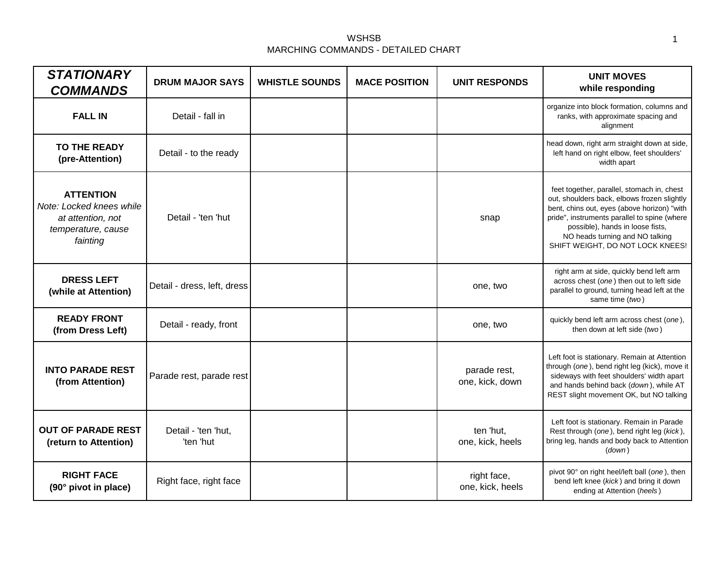WSHSB

MARCHING COMMANDS - DETAILED CHART

| ***STATIONARY COMMANDS*** | **DRUM MAJOR SAYS** | **WHISTLE SOUNDS** | **MACE POSITION** | **UNIT RESPONDS** | **UNIT MOVES while responding** |
|---|---|---|---|---|---|
| **FALL IN** | Detail - fall in | | | | organize into block formation, columns and ranks, with approximate spacing and alignment |
| **TO THE READY (pre-Attention)** | Detail - to the ready | | | | head down, right arm straight down at side, left hand on right elbow, feet shoulders' width apart |
| **ATTENTION** *Note: Locked knees while at attention, not temperature, cause fainting* | Detail - 'ten 'hut | | | snap | feet together, parallel, stomach in, chest out, shoulders back, elbows frozen slightly bent, chins out, eyes (above horizon) "with pride", instruments parallel to spine (where possible), hands in loose fists, NO heads turning and NO talking SHIFT WEIGHT, DO NOT LOCK KNEES! |
| **DRESS LEFT (while at Attention)** | Detail - dress, left, dress | | | one, two | right arm at side, quickly bend left arm across chest (*one*) then out to left side parallel to ground, turning head left at the same time (*two*) |
| **READY FRONT (from Dress Left)** | Detail - ready, front | | | one, two | quickly bend left arm across chest (*one*), then down at left side (*two*) |
| **INTO PARADE REST (from Attention)** | Parade rest, parade rest | | | parade rest, one, kick, down | Left foot is stationary. Remain at Attention through (*one*), bend right leg (kick), move it sideways with feet shoulders' width apart and hands behind back (*down*), while AT REST slight movement OK, but NO talking |
| **OUT OF PARADE REST (return to Attention)** | Detail - 'ten 'hut, 'ten 'hut | | | ten 'hut, one, kick, heels | Left foot is stationary. Remain in Parade Rest through (*one*), bend right leg (*kick*), bring leg, hands and body back to Attention (*down*) |
| **RIGHT FACE (90° pivot in place)** | Right face, right face | | | right face, one, kick, heels | pivot 90° on right heel/left ball (*one*), then bend left knee (*kick*) and bring it down ending at Attention (*heels*) |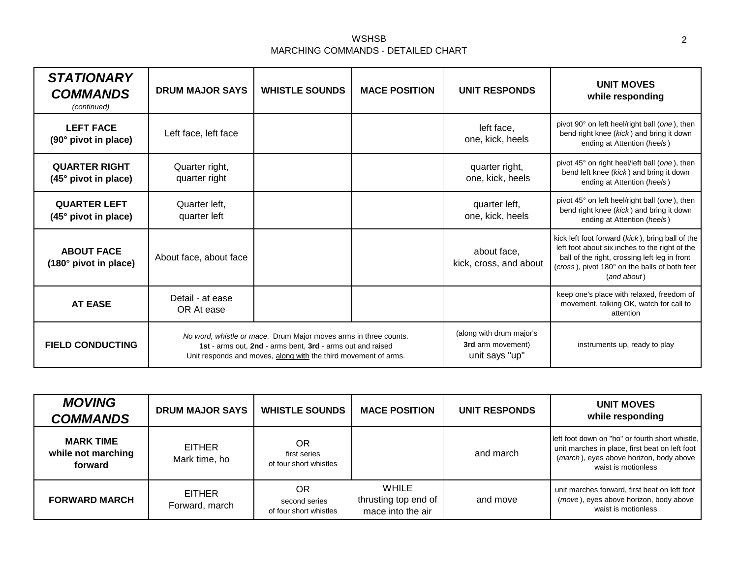| ***STATIONARY COMMANDS*** *(continued)* | **DRUM MAJOR SAYS** | **WHISTLE SOUNDS** | **MACE POSITION** | **UNIT RESPONDS** | **UNIT MOVES while responding** |
|---|---|---|---|---|---|
| **LEFT FACE (90° pivot in place)** | Left face, left face | | | left face, one, kick, heels | pivot 90° on left heel/right ball (*one*), then bend right knee (*kick*) and bring it down ending at Attention (*heels*) |
| **QUARTER RIGHT (45° pivot in place)** | Quarter right, quarter right | | | quarter right, one, kick, heels | pivot 45° on right heel/left ball (*one*), then bend left knee (*kick*) and bring it down ending at Attention (*heels*) |
| **QUARTER LEFT (45° pivot in place)** | Quarter left, quarter left | | | quarter left, one, kick, heels | pivot 45° on left heel/right ball (*one*), then bend right knee (*kick*) and bring it down ending at Attention (*heels*) |
| **ABOUT FACE (180° pivot in place)** | About face, about face | | | about face, kick, cross, and about | kick left foot forward (*kick*), bring ball of the left foot about six inches to the right of the ball of the right, crossing left leg in front (*cross*), pivot 180° on the balls of both feet (*and about*) |
| **AT EASE** | Detail - at ease OR At ease | | | | keep one's place with relaxed, freedom of movement, talking OK, watch for call to attention |
| **FIELD CONDUCTING** | *No word, whistle or mace.* Drum Major moves arms in three counts. **1st** - arms out, **2nd** - arms bent, **3rd** - arms out and raised. Unit responds and moves, <u>along with</u> the third movement of arms. | | | (along with drum major's **3rd** arm movement) unit says "up" | instruments up, ready to play |

| ***MOVING COMMANDS*** | **DRUM MAJOR SAYS** | **WHISTLE SOUNDS** | **MACE POSITION** | **UNIT RESPONDS** | **UNIT MOVES while responding** |
|---|---|---|---|---|---|
| **MARK TIME while not marching forward** | EITHER Mark time, ho | OR first series of four short whistles | | and march | left foot down on "ho" or fourth short whistle, unit marches in place, first beat on left foot (*march*), eyes above horizon, body above waist is motionless |
| **FORWARD MARCH** | EITHER Forward, march | OR second series of four short whistles | WHILE thrusting top end of mace into the air | and move | unit marches forward, first beat on left foot (*move*), eyes above horizon, body above waist is motionless |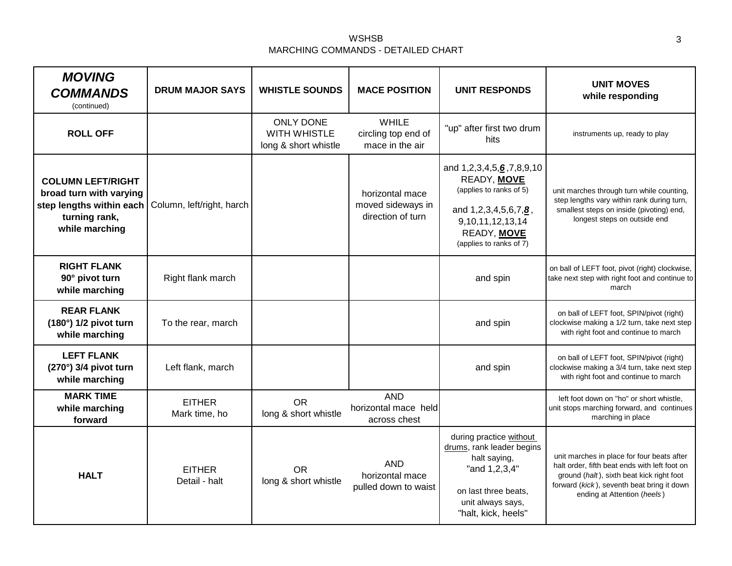WSHSB
MARCHING COMMANDS - DETAILED CHART

| ***MOVING COMMANDS*** (continued) | **DRUM MAJOR SAYS** | **WHISTLE SOUNDS** | **MACE POSITION** | **UNIT RESPONDS** | **UNIT MOVES while responding** |
|---|---|---|---|---|---|
| **ROLL OFF** | | ONLY DONE WITH WHISTLE long & short whistle | WHILE circling top end of mace in the air | "up" after first two drum hits | instruments up, ready to play |
| **COLUMN LEFT/RIGHT broad turn with varying step lengths within each turning rank, while marching** | Column, left/right, harch | | horizontal mace moved sideways in direction of turn | and 1,2,3,4,5,***6***,7,8,9,10 READY, **MOVE** (applies to ranks of 5)<br>and 1,2,3,4,5,6,7,***8***, 9,10,11,12,13,14 READY, **MOVE** (applies to ranks of 7) | unit marches through turn while counting, step lengths vary within rank during turn, smallest steps on inside (pivoting) end, longest steps on outside end |
| **RIGHT FLANK 90° pivot turn while marching** | Right flank march | | | and spin | on ball of LEFT foot, pivot (right) clockwise, take next step with right foot and continue to march |
| **REAR FLANK (180°) 1/2 pivot turn while marching** | To the rear, march | | | and spin | on ball of LEFT foot, SPIN/pivot (right) clockwise making a 1/2 turn, take next step with right foot and continue to march |
| **LEFT FLANK (270°) 3/4 pivot turn while marching** | Left flank, march | | | and spin | on ball of LEFT foot, SPIN/pivot (right) clockwise making a 3/4 turn, take next step with right foot and continue to march |
| **MARK TIME while marching forward** | EITHER Mark time, ho | OR long & short whistle | AND horizontal mace held across chest | | left foot down on "ho" or short whistle, unit stops marching forward, and continues marching in place |
| **HALT** | EITHER Detail - halt | OR long & short whistle | AND horizontal mace pulled down to waist | during practice without drums, rank leader begins halt saying, "and 1,2,3,4"<br>on last three beats, unit always says, "halt, kick, heels" | unit marches in place for four beats after halt order, fifth beat ends with left foot on ground (*halt*), sixth beat kick right foot forward (*kick*), seventh beat bring it down ending at Attention (*heels*) |